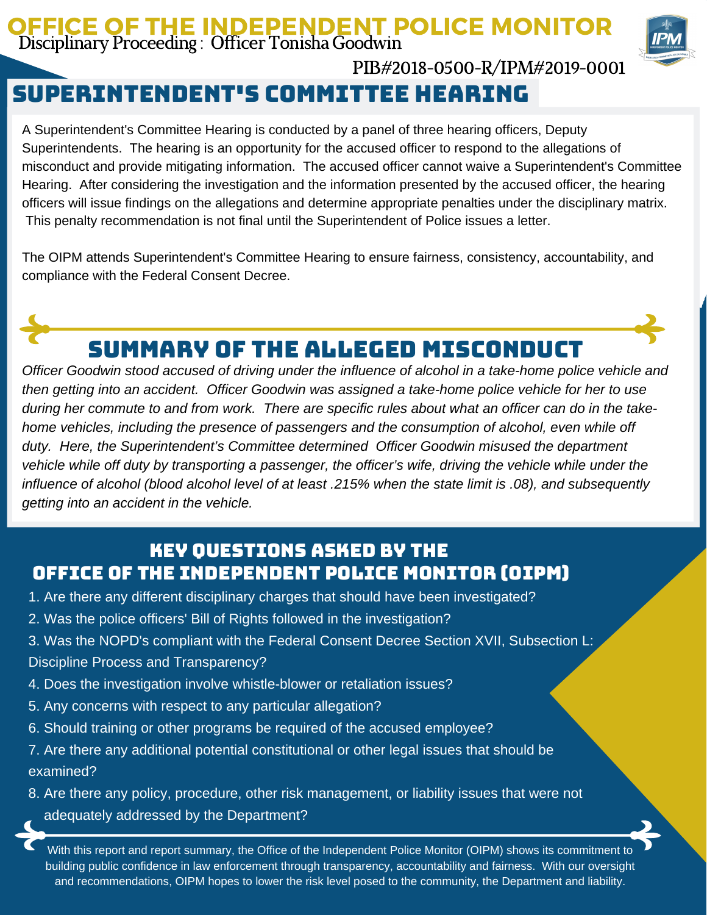# OFFICE OF THE INDEPENDENT POLICE MONITOR

Disciplinary Proceeding : Officer Tonisha Goodwin

PIB#2018-0500-R/IPM#2019-0001

## SUPERINTENDENT'S COMMITTEE HEARING

A Superintendent's Committee Hearing is conducted by a panel of three hearing officers, Deputy Superintendents. The hearing is an opportunity for the accused officer to respond to the allegations of misconduct and provide mitigating information. The accused officer cannot waive a Superintendent's Committee Hearing. After considering the investigation and the information presented by the accused officer, the hearing officers will issue findings on the allegations and determine appropriate penalties under the disciplinary matrix. This penalty recommendation is not final until the Superintendent of Police issues a letter.

The OIPM attends Superintendent's Committee Hearing to ensure fairness, consistency, accountability, and compliance with the Federal Consent Decree.

## SUMMARY OF THE ALLEGED MISCONDUCT

*Officer Goodwin stood accused of driving under the influence of alcohol in a take-home police vehicle and then getting into an accident. Officer Goodwin was assigned a take-home police vehicle for her to use during her commute to and from work. There are specific rules about what an officer can do in the take-home vehicles, including the presence of passengers and the consumption of alcohol, even while off duty. Here, the Superintendent's Committee determined Officer Goodwin misused the department vehicle while off duty by transporting a passenger, the officer's wife, driving the vehicle while under the influence of alcohol (blood alcohol level of at least .215% when the state limit is .08), and subsequently getting into an accident in the vehicle.*

## KEY QUESTIONS ASKED BY THE OFFICE OF THE INDEPENDENT POLICE MONITOR (OIPM)

1. Are there any different disciplinary charges that should have been investigated?
2. Was the police officers' Bill of Rights followed in the investigation?
3. Was the NOPD's compliant with the Federal Consent Decree Section XVII, Subsection L: Discipline Process and Transparency?
4. Does the investigation involve whistle-blower or retaliation issues?
5. Any concerns with respect to any particular allegation?
6. Should training or other programs be required of the accused employee?
7. Are there any additional potential constitutional or other legal issues that should be examined?
8. Are there any policy, procedure, other risk management, or liability issues that were not adequately addressed by the Department?

With this report and report summary, the Office of the Independent Police Monitor (OIPM) shows its commitment to building public confidence in law enforcement through transparency, accountability and fairness. With our oversight and recommendations, OIPM hopes to lower the risk level posed to the community, the Department and liability.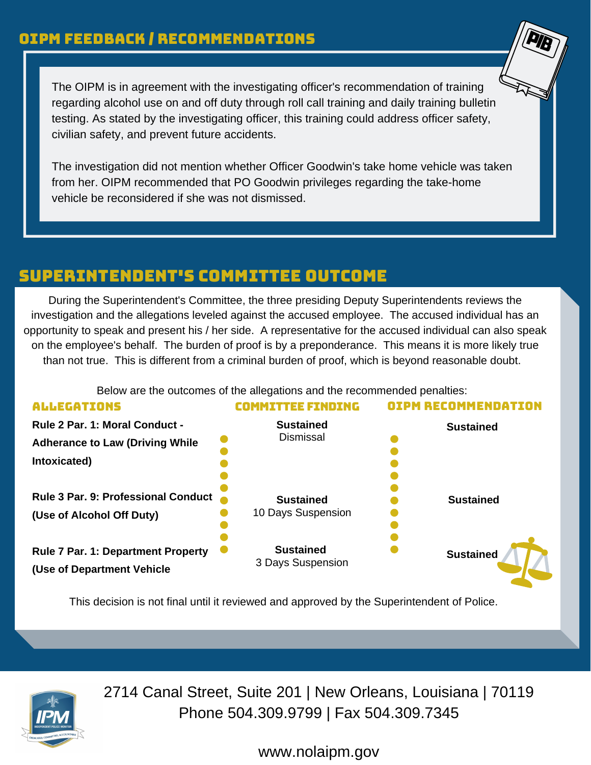## OIPM FEEDBACK / RECOMMENDATIONS

The OIPM is in agreement with the investigating officer's recommendation of training regarding alcohol use on and off duty through roll call training and daily training bulletin testing. As stated by the investigating officer, this training could address officer safety, civilian safety, and prevent future accidents.

The investigation did not mention whether Officer Goodwin's take home vehicle was taken from her. OIPM recommended that PO Goodwin privileges regarding the take-home vehicle be reconsidered if she was not dismissed.

## SUPERINTENDENT'S COMMITTEE OUTCOME

During the Superintendent's Committee, the three presiding Deputy Superintendents reviews the investigation and the allegations leveled against the accused employee. The accused individual has an opportunity to speak and present his / her side. A representative for the accused individual can also speak on the employee's behalf. The burden of proof is by a preponderance. This means it is more likely true than not true. This is different from a criminal burden of proof, which is beyond reasonable doubt.

Below are the outcomes of the allegations and the recommended penalties:

| ALLEGATIONS | COMMITTEE FINDING | OIPM RECOMMENDATION |
| --- | --- | --- |
| **Rule 2 Par. 1: Moral Conduct - Adherance to Law (Driving While Intoxicated)** | **Sustained** Dismissal | **Sustained** |
| **Rule 3 Par. 9: Professional Conduct (Use of Alcohol Off Duty)** | **Sustained** 10 Days Suspension | **Sustained** |
| **Rule 7 Par. 1: Department Property (Use of Department Vehicle** | **Sustained** 3 Days Suspension | **Sustained** |

This decision is not final until it reviewed and approved by the Superintendent of Police.

2714 Canal Street, Suite 201 | New Orleans, Louisiana | 70119
Phone 504.309.9799 | Fax 504.309.7345

www.nolaipm.gov